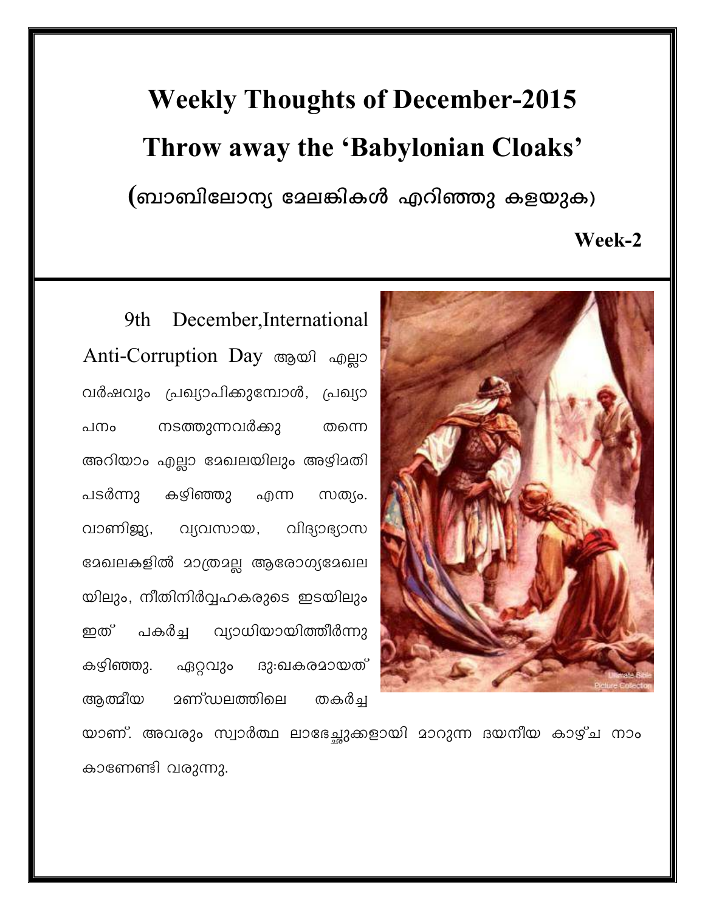# Weekly Thoughts of December-2015

## Throw away the 'Babylonian Cloaks'

## (ബാബിലോന്യ മേലങ്കികൾ എറിഞ്ഞു കളയുക)

**Week-2**

9th December, International Anti-Corruption Day ആയി എല്ലാ വർഷവും പ്രഖ്യാപിക്കുമ്പോൾ, പ്രഖ്യാപനം നടത്തുന്നവർക്കു തന്നെ അറിയാം എല്ലാ മേഖലയിലും അഴിമതി പടർന്നു കഴിഞ്ഞു എന്ന സത്യം. വാണിജ്യ, വ്യവസായ, വിദ്യാഭ്യാസ മേഖലകളിൽ മാത്രമല്ല ആരോഗ്യമേഖലയിലും, നീതിനിർവ്വഹകരുടെ ഇടയിലും ഇത് പകർച്ച വ്യാധിയായിത്തീർന്നു കഴിഞ്ഞു. ഏറ്റവും ദു:ഖകരമായത് ആത്മീയ മണ്ഡലത്തിലെ തകർച്ചയാണ്. അവരും സ്വാർത്ഥ ലാഭേച്ഛുക്കളായി മാറുന്ന ദയനീയ കാഴ്ച നാം കാണേണ്ടി വരുന്നു.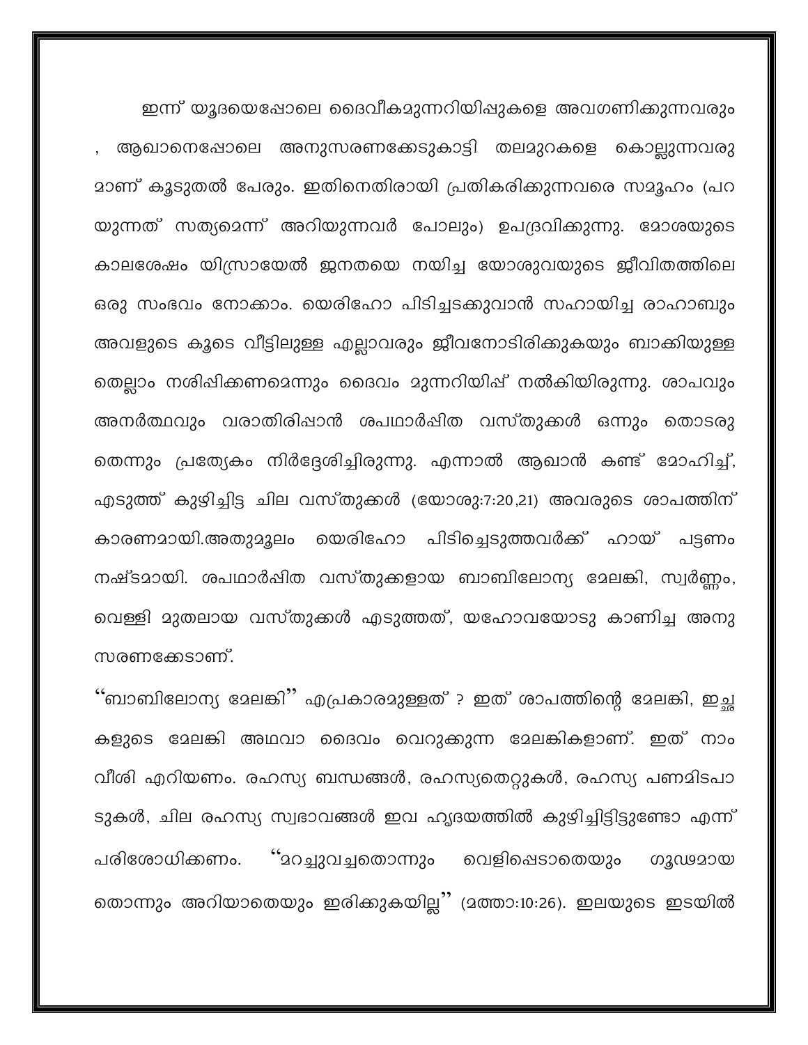ഇന്ന് യൂദയെപ്പോലെ ദൈവീകമുന്നറിയിപ്പുകളെ അവഗണിക്കുന്നവരും , ആഖാനെപ്പോലെ അനുസരണക്കേടുകാട്ടി തലമുറകളെ കൊല്ലുന്നവരുമാണ് കൂടുതൽ പേരും. ഇതിനെതിരായി പ്രതികരിക്കുന്നവരെ സമൂഹം (പറയുന്നത് സത്യമെന്ന് അറിയുന്നവർ പോലും) ഉപദ്രവിക്കുന്നു. മോശയുടെ കാലശേഷം യിസ്രായേൽ ജനതയെ നയിച്ച യോശുവയുടെ ജീവിതത്തിലെ ഒരു സംഭവം നോക്കാം. യെരിഹോ പിടിച്ചടക്കുവാൻ സഹായിച്ച രാഹാബും അവളുടെ കൂടെ വീട്ടിലുള്ള എല്ലാവരും ജീവനോടിരിക്കുകയും ബാക്കിയുള്ളതെല്ലാം നശിപ്പിക്കണമെന്നും ദൈവം മുന്നറിയിപ്പ് നൽകിയിരുന്നു. ശാപവും അനർത്ഥവും വരാതിരിപ്പാൻ ശപഥാർപ്പിത വസ്തുക്കൾ ഒന്നും തൊടരുതെന്നും പ്രത്യേകം നിർദ്ദേശിച്ചിരുന്നു. എന്നാൽ ആഖാൻ കണ്ട് മോഹിച്ച്, എടുത്ത് കുഴിച്ചിട്ട ചില വസ്തുക്കൾ (യോശു:7:20,21) അവരുടെ ശാപത്തിന് കാരണമായി.അതുമൂലം യെരിഹോ പിടിച്ചെടുത്തവർക്ക് ഹായ് പട്ടണം നഷ്ടമായി. ശപഥാർപ്പിത വസ്തുക്കളായ ബാബിലോന്യ മേലങ്കി, സ്വർണ്ണം, വെള്ളി മുതലായ വസ്തുക്കൾ എടുത്തത്, യഹോവയോടു കാണിച്ച അനുസരണക്കേടാണ്.

"ബാബിലോന്യ മേലങ്കി" എപ്രകാരമുള്ളത് ? ഇത് ശാപത്തിന്റെ മേലങ്കി, ഇച്ഛകളുടെ മേലങ്കി അഥവാ ദൈവം വെറുക്കുന്ന മേലങ്കികളാണ്. ഇത് നാം വീശി എറിയണം. രഹസ്യ ബന്ധങ്ങൾ, രഹസ്യതെറ്റുകൾ, രഹസ്യ പണമിടപാടുകൾ, ചില രഹസ്യ സ്വഭാവങ്ങൾ ഇവ ഹൃദയത്തിൽ കുഴിച്ചിട്ടിട്ടുണ്ടോ എന്ന് പരിശോധിക്കണം. "മറച്ചുവച്ചതൊന്നും വെളിപ്പെടാതെയും ഗൂഢമായതൊന്നും അറിയാതെയും ഇരിക്കുകയില്ല" (മത്താ:10:26). ഇലയുടെ ഇടയിൽ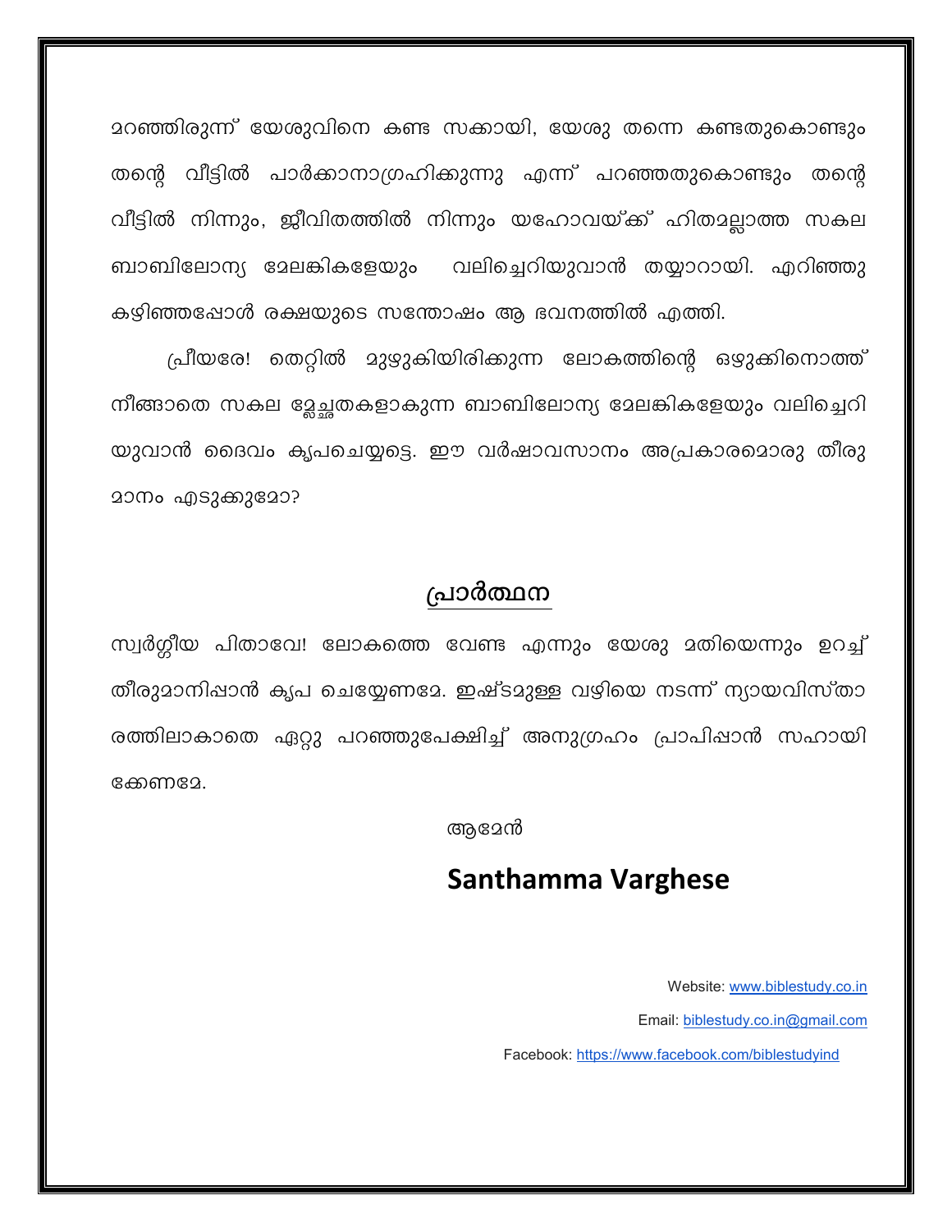മറഞ്ഞിരുന്ന് യേശുവിനെ കണ്ട സക്കായി, യേശു തന്നെ കണ്ടതുകൊണ്ടും തന്റെ വീട്ടിൽ പാർക്കാനാഗ്രഹിക്കുന്നു എന്ന് പറഞ്ഞതുകൊണ്ടും തന്റെ വീട്ടിൽ നിന്നും, ജീവിതത്തിൽ നിന്നും യഹോവയ്ക്ക് ഹിതമല്ലാത്ത സകല ബാബിലോന്യ മേലങ്കികളേയും വലിച്ചെറിയുവാൻ തയ്യാറായി. എറിഞ്ഞു കഴിഞ്ഞപ്പോൾ രക്ഷയുടെ സന്തോഷം ആ ഭവനത്തിൽ എത്തി.

പ്രിയരേ! തെറ്റിൽ മുഴുകിയിരിക്കുന്ന ലോകത്തിന്റെ ഒഴുക്കിനൊത്ത് നീങ്ങാതെ സകല മ്ലേച്ഛതകളാകുന്ന ബാബിലോന്യ മേലങ്കികളേയും വലിച്ചെറിയുവാൻ ദൈവം കൃപചെയ്യട്ടെ. ഈ വർഷാവസാനം അപ്രകാരമൊരു തീരുമാനം എടുക്കുമോ?

## പ്രാർത്ഥന

സ്വർഗ്ഗീയ പിതാവേ! ലോകത്തെ വേണ്ട എന്നും യേശു മതിയെന്നും ഉറച്ച് തീരുമാനിപ്പാൻ കൃപ ചെയ്യേണമേ. ഇഷ്ടമുള്ള വഴിയെ നടന്ന് ന്യായവിസ്താരത്തിലാകാതെ ഏറ്റു പറഞ്ഞുപേക്ഷിച്ച് അനുഗ്രഹം പ്രാപിപ്പാൻ സഹായിക്കേണമേ.

ആമേൻ

**Santhamma Varghese**

Website: www.biblestudy.co.in

Email: biblestudy.co.in@gmail.com

Facebook: https://www.facebook.com/biblestudyind